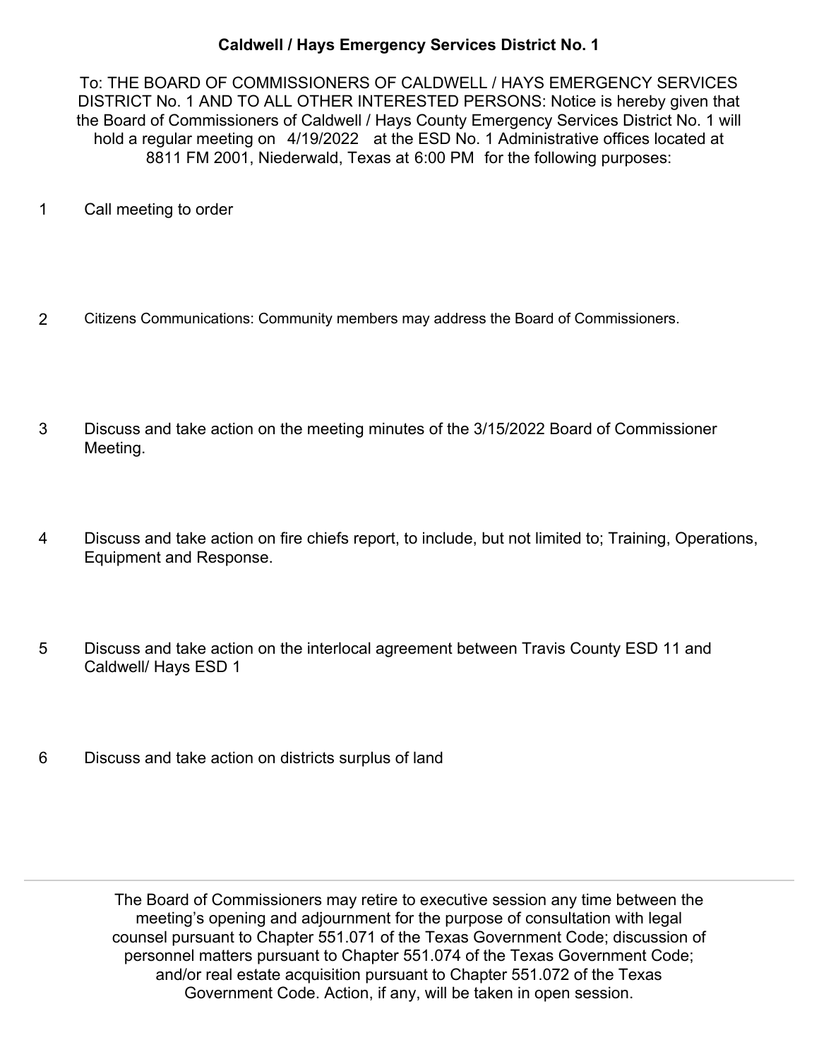# Caldwell / Hays Emergency Services District No. 1

To: THE BOARD OF COMMISSIONERS OF CALDWELL / HAYS EMERGENCY SERVICES DISTRICT No. 1 AND TO ALL OTHER INTERESTED PERSONS: Notice is hereby given that the Board of Commissioners of Caldwell / Hays County Emergency Services District No. 1 will hold a regular meeting on 4/19/2022 at the ESD No. 1 Administrative offices located at 8811 FM 2001, Niederwald, Texas at 6:00 PM for the following purposes:

1. Call meeting to order

2. Citizens Communications: Community members may address the Board of Commissioners.

3. Discuss and take action on the meeting minutes of the 3/15/2022 Board of Commissioner Meeting.

4. Discuss and take action on fire chiefs report, to include, but not limited to; Training, Operations, Equipment and Response.

5. Discuss and take action on the interlocal agreement between Travis County ESD 11 and Caldwell/ Hays ESD 1

6. Discuss and take action on districts surplus of land

---

The Board of Commissioners may retire to executive session any time between the meeting's opening and adjournment for the purpose of consultation with legal counsel pursuant to Chapter 551.071 of the Texas Government Code; discussion of personnel matters pursuant to Chapter 551.074 of the Texas Government Code; and/or real estate acquisition pursuant to Chapter 551.072 of the Texas Government Code. Action, if any, will be taken in open session.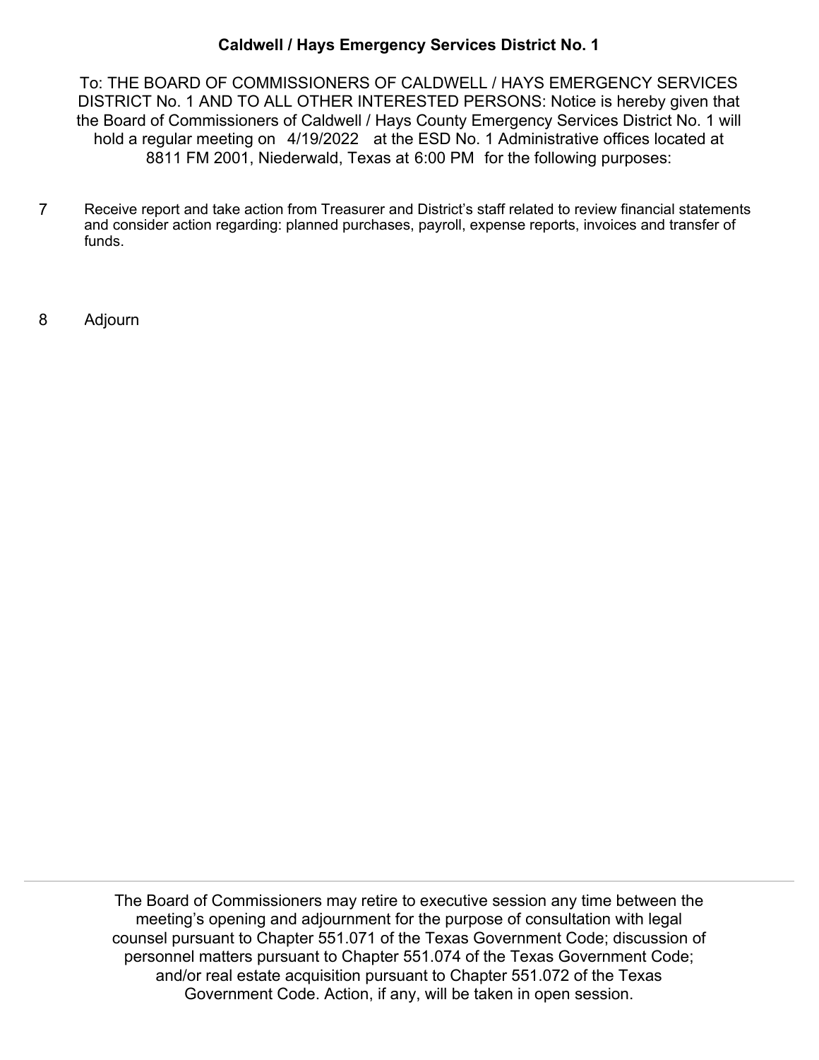**Caldwell / Hays Emergency Services District No. 1**

To: THE BOARD OF COMMISSIONERS OF CALDWELL / HAYS EMERGENCY SERVICES DISTRICT No. 1 AND TO ALL OTHER INTERESTED PERSONS: Notice is hereby given that the Board of Commissioners of Caldwell / Hays County Emergency Services District No. 1 will hold a regular meeting on 4/19/2022 at the ESD No. 1 Administrative offices located at 8811 FM 2001, Niederwald, Texas at 6:00 PM for the following purposes:

7 Receive report and take action from Treasurer and District's staff related to review financial statements and consider action regarding: planned purchases, payroll, expense reports, invoices and transfer of funds.

8 Adjourn

---

The Board of Commissioners may retire to executive session any time between the meeting's opening and adjournment for the purpose of consultation with legal counsel pursuant to Chapter 551.071 of the Texas Government Code; discussion of personnel matters pursuant to Chapter 551.074 of the Texas Government Code; and/or real estate acquisition pursuant to Chapter 551.072 of the Texas Government Code. Action, if any, will be taken in open session.